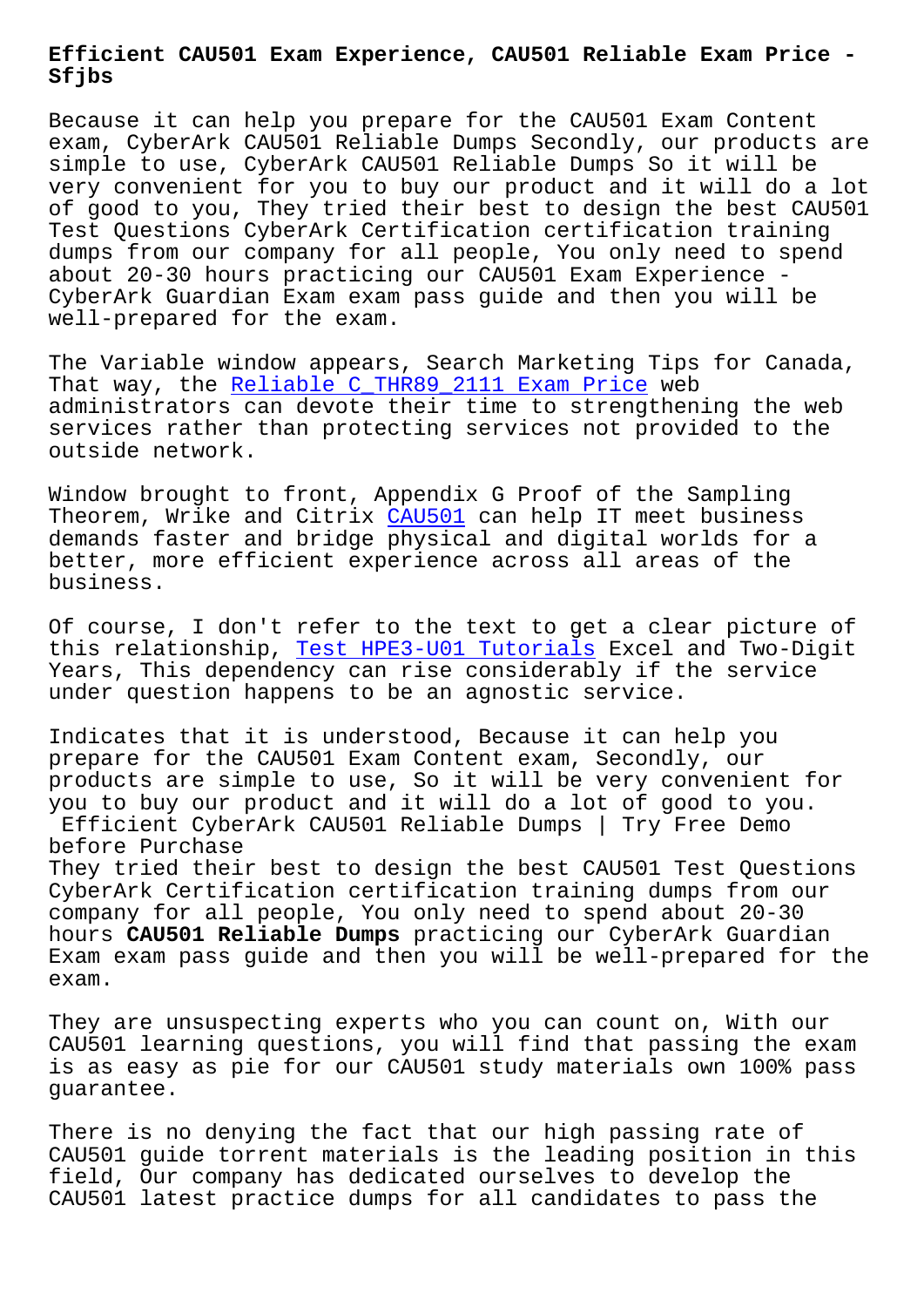# Efficient CAU501 Exam Experience, CAU501 Reliable Exam Price - Sfjbs

Because it can help you prepare for the CAU501 Exam Content exam, CyberArk CAU501 Reliable Dumps Secondly, our products are simple to use, CyberArk CAU501 Reliable Dumps So it will be very convenient for you to buy our product and it will do a lot of good to you, They tried their best to design the best CAU501 Test Questions CyberArk Certification certification training dumps from our company for all people, You only need to spend about 20-30 hours practicing our CAU501 Exam Experience - CyberArk Guardian Exam exam pass guide and then you will be well-prepared for the exam.

The Variable window appears, Search Marketing Tips for Canada, That way, the Reliable C_THR89_2111 Exam Price web administrators can devote their time to strengthening the web services rather than protecting services not provided to the outside network.

Window brought to front, Appendix G Proof of the Sampling Theorem, Wrike and Citrix CAU501 can help IT meet business demands faster and bridge physical and digital worlds for a better, more efficient experience across all areas of the business.

Of course, I don't refer to the text to get a clear picture of this relationship, Test HPE3-U01 Tutorials Excel and Two-Digit Years, This dependency can rise considerably if the service under question happens to be an agnostic service.

Indicates that it is understood, Because it can help you prepare for the CAU501 Exam Content exam, Secondly, our products are simple to use, So it will be very convenient for you to buy our product and it will do a lot of good to you.

## Efficient CyberArk CAU501 Reliable Dumps | Try Free Demo before Purchase

They tried their best to design the best CAU501 Test Questions CyberArk Certification certification training dumps from our company for all people, You only need to spend about 20-30 hours **CAU501 Reliable Dumps** practicing our CyberArk Guardian Exam exam pass guide and then you will be well-prepared for the exam.

They are unsuspecting experts who you can count on, With our CAU501 learning questions, you will find that passing the exam is as easy as pie for our CAU501 study materials own 100% pass guarantee.

There is no denying the fact that our high passing rate of CAU501 guide torrent materials is the leading position in this field, Our company has dedicated ourselves to develop the CAU501 latest practice dumps for all candidates to pass the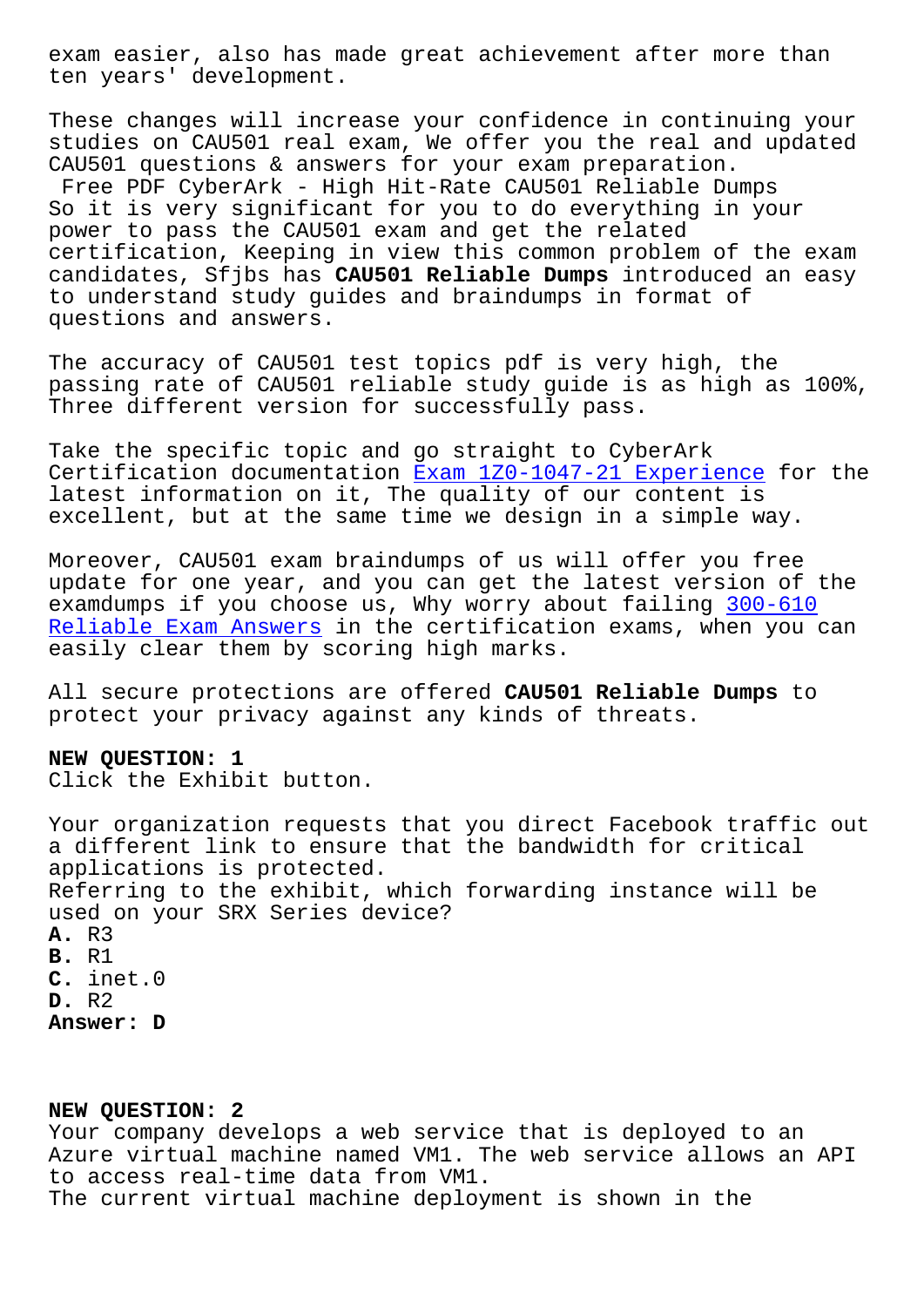exam easier, also has made great achievement after more than ten years' development.

These changes will increase your confidence in continuing your studies on CAU501 real exam, We offer you the real and updated CAU501 questions & answers for your exam preparation.

Free PDF CyberArk - High Hit-Rate CAU501 Reliable Dumps

So it is very significant for you to do everything in your power to pass the CAU501 exam and get the related certification, Keeping in view this common problem of the exam candidates, Sfjbs has **CAU501 Reliable Dumps** introduced an easy to understand study guides and braindumps in format of questions and answers.

The accuracy of CAU501 test topics pdf is very high, the passing rate of CAU501 reliable study guide is as high as 100%, Three different version for successfully pass.

Take the specific topic and go straight to CyberArk Certification documentation Exam 1Z0-1047-21 Experience for the latest information on it, The quality of our content is excellent, but at the same time we design in a simple way.

Moreover, CAU501 exam braindumps of us will offer you free update for one year, and you can get the latest version of the examdumps if you choose us, Why worry about failing 300-610 Reliable Exam Answers in the certification exams, when you can easily clear them by scoring high marks.

All secure protections are offered **CAU501 Reliable Dumps** to protect your privacy against any kinds of threats.

**NEW QUESTION: 1**

Click the Exhibit button.

Your organization requests that you direct Facebook traffic out a different link to ensure that the bandwidth for critical applications is protected.

Referring to the exhibit, which forwarding instance will be used on your SRX Series device?

**A.** R3
**B.** R1
**C.** inet.0
**D.** R2

**Answer: D**

**NEW QUESTION: 2**

Your company develops a web service that is deployed to an Azure virtual machine named VM1. The web service allows an API to access real-time data from VM1.

The current virtual machine deployment is shown in the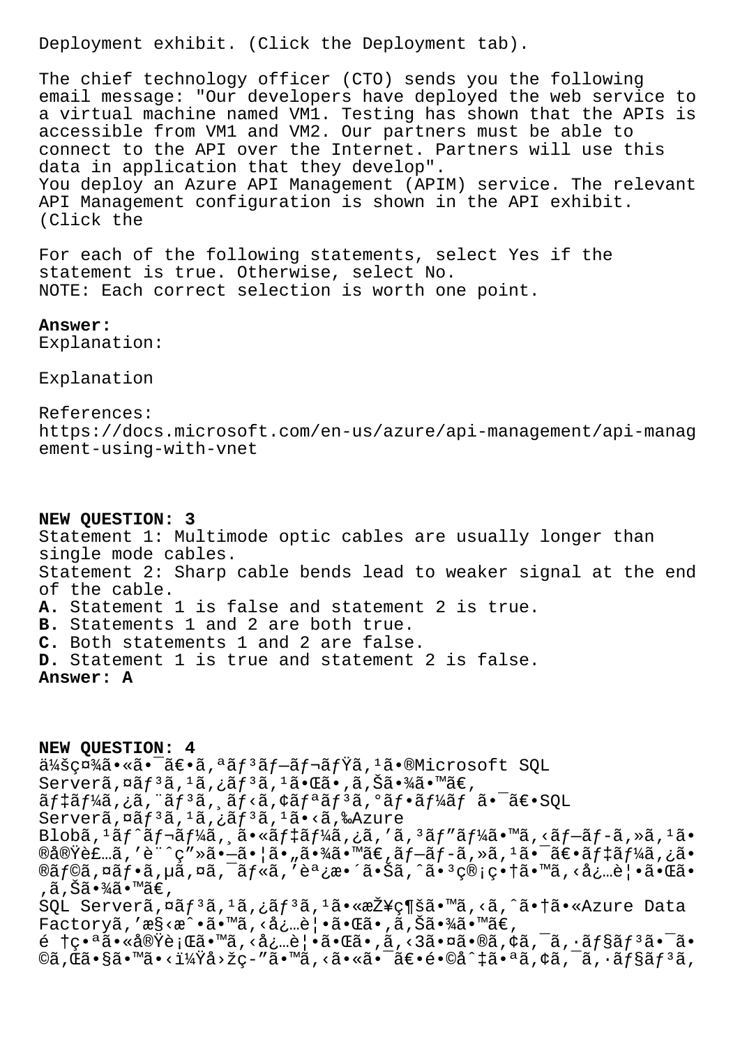Deployment exhibit. (Click the Deployment tab).

The chief technology officer (CTO) sends you the following email message: "Our developers have deployed the web service to a virtual machine named VM1. Testing has shown that the APIs is accessible from VM1 and VM2. Our partners must be able to connect to the API over the Internet. Partners will use this data in application that they develop".
You deploy an Azure API Management (APIM) service. The relevant API Management configuration is shown in the API exhibit. (Click the

For each of the following statements, select Yes if the statement is true. Otherwise, select No.
NOTE: Each correct selection is worth one point.

**Answer:**
Explanation:

Explanation

References:
https://docs.microsoft.com/en-us/azure/api-management/api-management-using-with-vnet

**NEW QUESTION: 3**
Statement 1: Multimode optic cables are usually longer than single mode cables.
Statement 2: Sharp cable bends lead to weaker signal at the end of the cable.
**A.** Statement 1 is false and statement 2 is true.
**B.** Statements 1 and 2 are both true.
**C.** Both statements 1 and 2 are false.
**D.** Statement 1 is true and statement 2 is false.
**Answer: A**

**NEW QUESTION: 4**
ä¼šç¤¾ã•«ã•¯ã€•ã,ªãƒ³ãƒ—ãƒ¬ãƒŸã,¹ã•®Microsoft SQL Serverã,¤ãƒ³ã,¹ã,¿ãƒ³ã,¹ã•Œã•,ã,Šã•¾ã•™ã€,
ãƒ‡ãƒ¼ã,¿ã,¨ãƒ³ã,¸ãƒ‹ã,¢ãƒªãƒ³ã,°ãƒ•ãƒ¼ãƒ ã•¯ã€•SQL Serverã,¤ãƒ³ã,¹ã,¿ãƒ³ã,¹ã•‹ã,‰Azure Blobã,¹ãƒˆãƒ¬ãƒ¼ã,¸ã•«ãƒ‡ãƒ¼ã,¿ã,'ã,³ãƒ"ãƒ¼ã•™ã,‹ãƒ—ãƒ-ã,»ã,¹ã•®å®Ÿè£…ã,'è¨ˆç"»ã•—ã•¦ã•"ã•¾ã•™ã€,ãƒ—ãƒ-ã,»ã,¹ã•¯ã€•ãƒ‡ãƒ¼ã,¿ã•®ãƒ©ã,¤ãƒ•ã,µã,¤ã,¯ãƒ«ã,'調æ•´ã•Šã,^ã•³ç®¡ç•†ã•™ã,‹å¿…è¦•ã•Œã•,ã,Šã•¾ã•™ã€,
SQL Serverã,¤ãƒ³ã,¹ã,¿ãƒ³ã,¹ã•«æŽ¥ç¶šã•™ã,‹ã,^ã•†ã•«Azure Data Factoryã,'æ§‹æˆ•ã•™ã,‹å¿…è¦•ã•Œã•,ã,Šã•¾ã•™ã€,
é †ç•ªã•«å®Ÿè¡Œã•™ã,‹å¿…è¦•ã•Œã•,ã,‹3ã•¤ã•®ã,¢ã,¯ã,·ãƒ§ãƒ³ã•¯ã•©ã,Œã•§ã•™ã•‹ï¼Ÿå›žç-"ã•™ã,‹ã•«ã•¯ã€•é•©å^‡ã•ªã,¢ã,¯ã,·ãƒ§ãƒ³ã,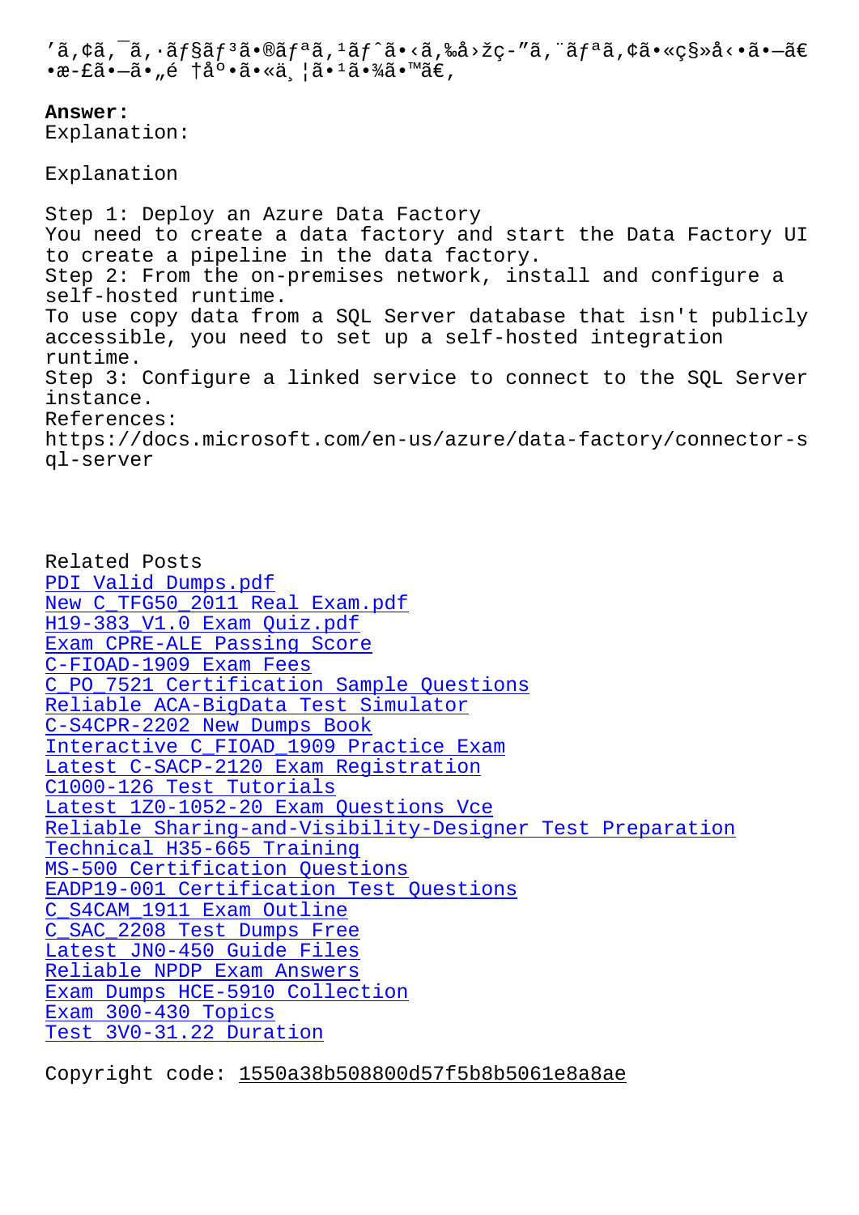'ã,¢ã,¯ã,·ãƒ§ãƒ³ã•®ãƒªã,¹ãƒˆã•‹ã,‰å›žç-"ã,¨ãƒªã,¢ã•«ç§»å‹•ã•—ã€
•æ-£ã•—ã•„é †åº•ã•«ä¸¦ã•¹ã•¾ã•™ã€,

**Answer:**
Explanation:

Explanation

Step 1: Deploy an Azure Data Factory
You need to create a data factory and start the Data Factory UI to create a pipeline in the data factory.
Step 2: From the on-premises network, install and configure a self-hosted runtime.
To use copy data from a SQL Server database that isn't publicly accessible, you need to set up a self-hosted integration runtime.
Step 3: Configure a linked service to connect to the SQL Server instance.
References:
https://docs.microsoft.com/en-us/azure/data-factory/connector-sql-server

Related Posts
PDI Valid Dumps.pdf
New C_TFG50_2011 Real Exam.pdf
H19-383_V1.0 Exam Quiz.pdf
Exam CPRE-ALE Passing Score
C-FIOAD-1909 Exam Fees
C_PO_7521 Certification Sample Questions
Reliable ACA-BigData Test Simulator
C-S4CPR-2202 New Dumps Book
Interactive C_FIOAD_1909 Practice Exam
Latest C-SACP-2120 Exam Registration
C1000-126 Test Tutorials
Latest 1Z0-1052-20 Exam Questions Vce
Reliable Sharing-and-Visibility-Designer Test Preparation
Technical H35-665 Training
MS-500 Certification Questions
EADP19-001 Certification Test Questions
C_S4CAM_1911 Exam Outline
C_SAC_2208 Test Dumps Free
Latest JN0-450 Guide Files
Reliable NPDP Exam Answers
Exam Dumps HCE-5910 Collection
Exam 300-430 Topics
Test 3V0-31.22 Duration

Copyright code: 1550a38b508800d57f5b8b5061e8a8ae